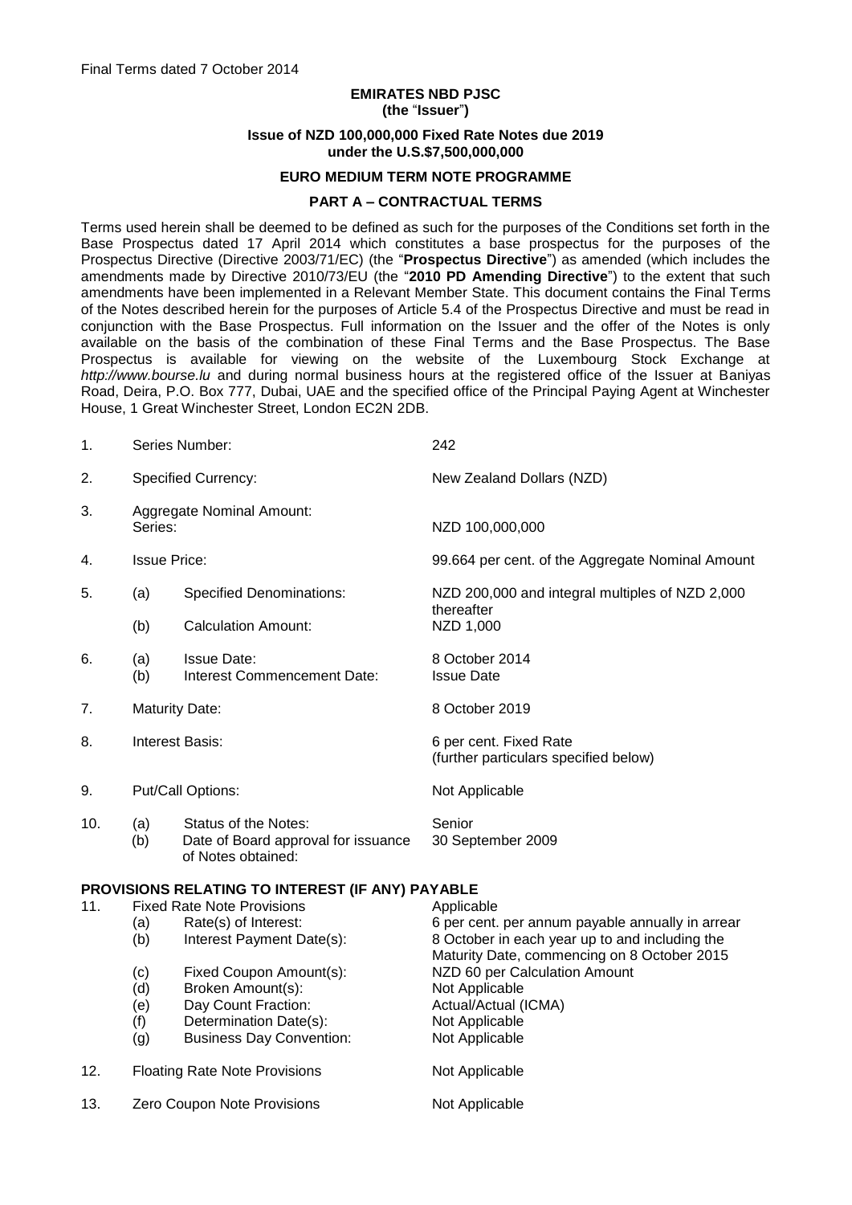Final Terms dated 7 October 2014

**EMIRATES NBD PJSC**
**(the "Issuer")**

**Issue of NZD 100,000,000 Fixed Rate Notes due 2019**
**under the U.S.$7,500,000,000**

**EURO MEDIUM TERM NOTE PROGRAMME**

**PART A – CONTRACTUAL TERMS**

Terms used herein shall be deemed to be defined as such for the purposes of the Conditions set forth in the Base Prospectus dated 17 April 2014 which constitutes a base prospectus for the purposes of the Prospectus Directive (Directive 2003/71/EC) (the "**Prospectus Directive**") as amended (which includes the amendments made by Directive 2010/73/EU (the "**2010 PD Amending Directive**") to the extent that such amendments have been implemented in a Relevant Member State. This document contains the Final Terms of the Notes described herein for the purposes of Article 5.4 of the Prospectus Directive and must be read in conjunction with the Base Prospectus. Full information on the Issuer and the offer of the Notes is only available on the basis of the combination of these Final Terms and the Base Prospectus. The Base Prospectus is available for viewing on the website of the Luxembourg Stock Exchange at *http://www.bourse.lu* and during normal business hours at the registered office of the Issuer at Baniyas Road, Deira, P.O. Box 777, Dubai, UAE and the specified office of the Principal Paying Agent at Winchester House, 1 Great Winchester Street, London EC2N 2DB.

| | | | |
|---|---|---|---|
| 1. | | Series Number: | 242 |
| 2. | | Specified Currency: | New Zealand Dollars (NZD) |
| 3. | | Aggregate Nominal Amount: Series: | NZD 100,000,000 |
| 4. | | Issue Price: | 99.664 per cent. of the Aggregate Nominal Amount |
| 5. | (a) | Specified Denominations: | NZD 200,000 and integral multiples of NZD 2,000 thereafter |
| | (b) | Calculation Amount: | NZD 1,000 |
| 6. | (a) | Issue Date: | 8 October 2014 |
| | (b) | Interest Commencement Date: | Issue Date |
| 7. | | Maturity Date: | 8 October 2019 |
| 8. | | Interest Basis: | 6 per cent. Fixed Rate (further particulars specified below) |
| 9. | | Put/Call Options: | Not Applicable |
| 10. | (a) | Status of the Notes: | Senior |
| | (b) | Date of Board approval for issuance of Notes obtained: | 30 September 2009 |

**PROVISIONS RELATING TO INTEREST (IF ANY) PAYABLE**

| | | | |
|---|---|---|---|
| 11. | | Fixed Rate Note Provisions | Applicable |
| | (a) | Rate(s) of Interest: | 6 per cent. per annum payable annually in arrear |
| | (b) | Interest Payment Date(s): | 8 October in each year up to and including the Maturity Date, commencing on 8 October 2015 |
| | (c) | Fixed Coupon Amount(s): | NZD 60 per Calculation Amount |
| | (d) | Broken Amount(s): | Not Applicable |
| | (e) | Day Count Fraction: | Actual/Actual (ICMA) |
| | (f) | Determination Date(s): | Not Applicable |
| | (g) | Business Day Convention: | Not Applicable |
| 12. | | Floating Rate Note Provisions | Not Applicable |
| 13. | | Zero Coupon Note Provisions | Not Applicable |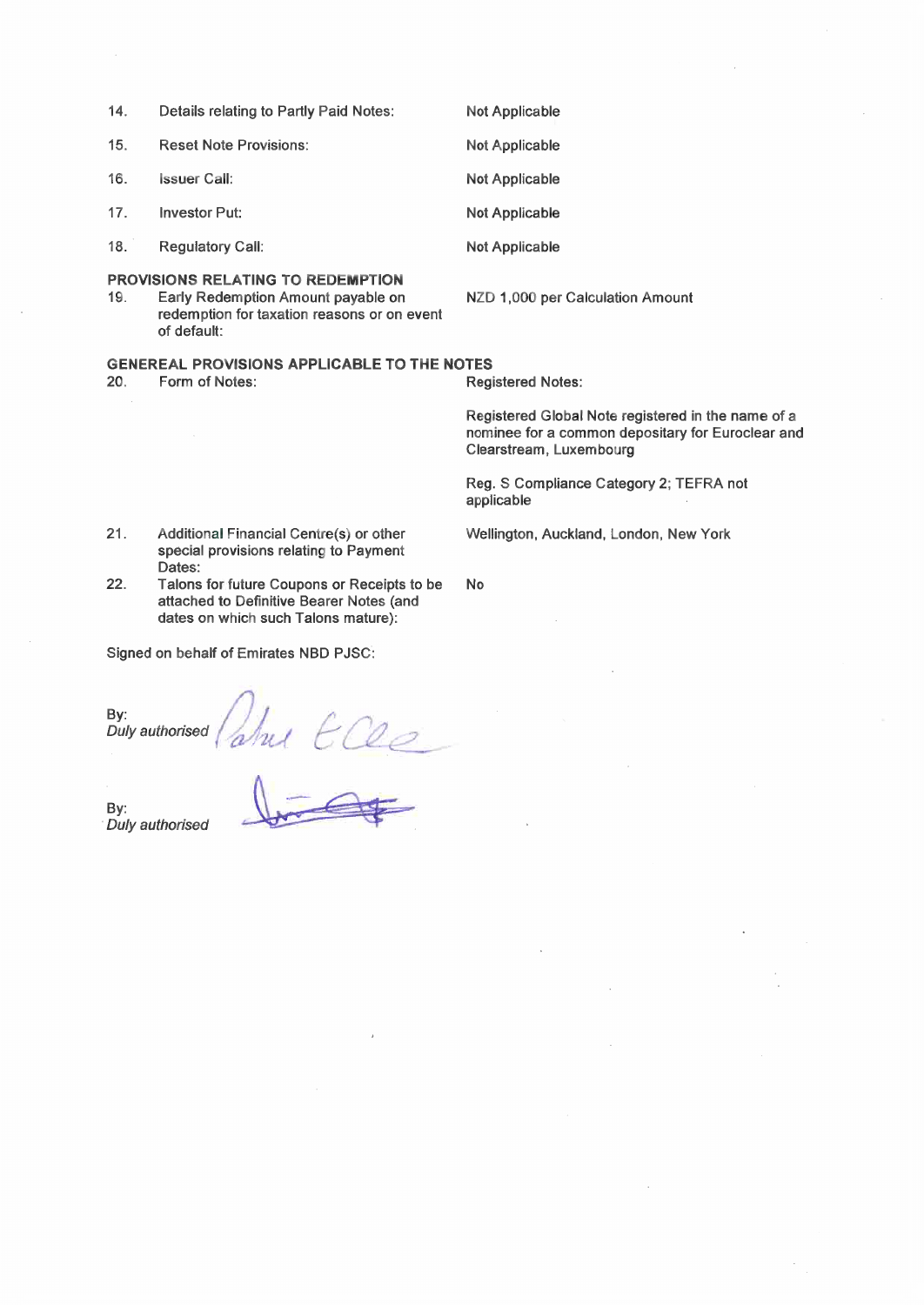| | | |
|---|---|---|
| 14. | Details relating to Partly Paid Notes: | Not Applicable |
| 15. | Reset Note Provisions: | Not Applicable |
| 16. | Issuer Call: | Not Applicable |
| 17. | Investor Put: | Not Applicable |
| 18. | Regulatory Call: | Not Applicable |

**PROVISIONS RELATING TO REDEMPTION**

| | | |
|---|---|---|
| 19. | Early Redemption Amount payable on redemption for taxation reasons or on event of default: | NZD 1,000 per Calculation Amount |

**GENEREAL PROVISIONS APPLICABLE TO THE NOTES**

| | | |
|---|---|---|
| 20. | Form of Notes: | Registered Notes:<br><br>Registered Global Note registered in the name of a nominee for a common depositary for Euroclear and Clearstream, Luxembourg<br><br>Reg. S Compliance Category 2; TEFRA not applicable |
| 21. | Additional Financial Centre(s) or other special provisions relating to Payment Dates: | Wellington, Auckland, London, New York |
| 22. | Talons for future Coupons or Receipts to be attached to Definitive Bearer Notes (and dates on which such Talons mature): | No |

Signed on behalf of Emirates NBD PJSC:

By:
*Duly authorised*

By:
*Duly authorised*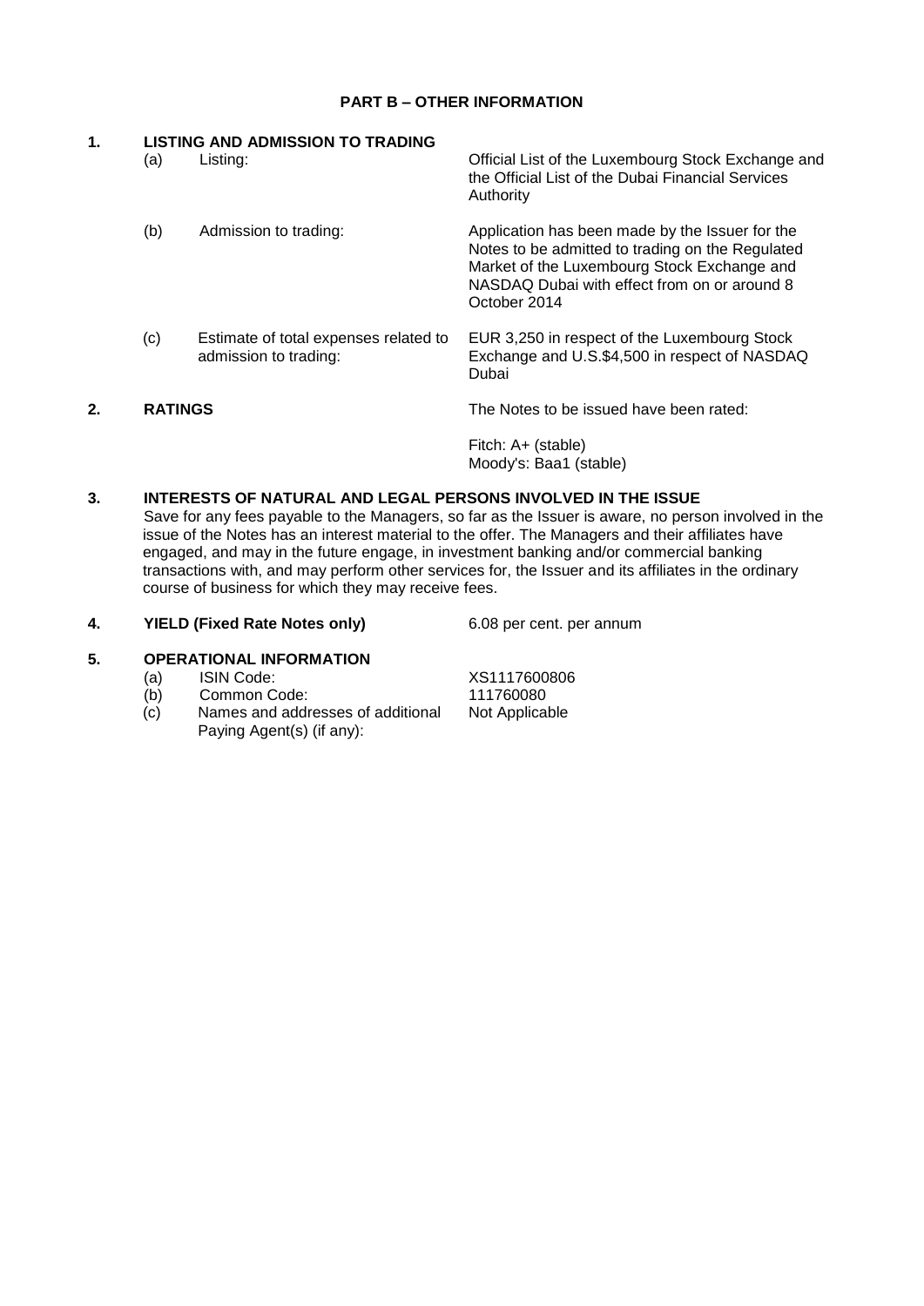## PART B – OTHER INFORMATION

### 1. LISTING AND ADMISSION TO TRADING

| | | |
|---|---|---|
| (a) | Listing: | Official List of the Luxembourg Stock Exchange and the Official List of the Dubai Financial Services Authority |
| (b) | Admission to trading: | Application has been made by the Issuer for the Notes to be admitted to trading on the Regulated Market of the Luxembourg Stock Exchange and NASDAQ Dubai with effect from on or around 8 October 2014 |
| (c) | Estimate of total expenses related to admission to trading: | EUR 3,250 in respect of the Luxembourg Stock Exchange and U.S.$4,500 in respect of NASDAQ Dubai |

### 2. RATINGS

The Notes to be issued have been rated:

Fitch: A+ (stable)
Moody's: Baa1 (stable)

### 3. INTERESTS OF NATURAL AND LEGAL PERSONS INVOLVED IN THE ISSUE

Save for any fees payable to the Managers, so far as the Issuer is aware, no person involved in the issue of the Notes has an interest material to the offer. The Managers and their affiliates have engaged, and may in the future engage, in investment banking and/or commercial banking transactions with, and may perform other services for, the Issuer and its affiliates in the ordinary course of business for which they may receive fees.

### 4. YIELD (Fixed Rate Notes only)

6.08 per cent. per annum

### 5. OPERATIONAL INFORMATION

| | | |
|---|---|---|
| (a) | ISIN Code: | XS1117600806 |
| (b) | Common Code: | 111760080 |
| (c) | Names and addresses of additional Paying Agent(s) (if any): | Not Applicable |